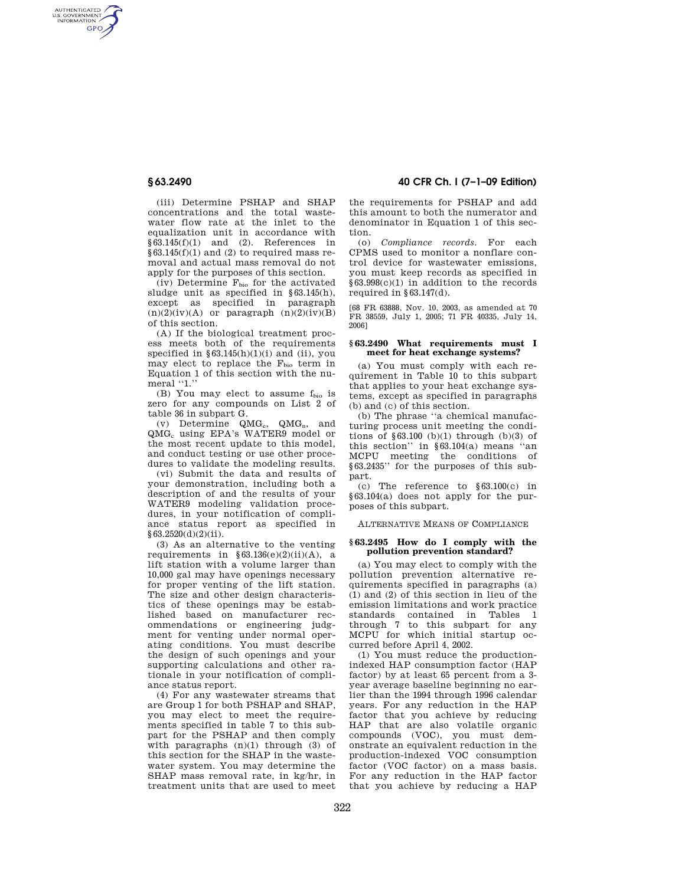(iii) Determine PSHAP and SHAP concentrations and the total wastewater flow rate at the inlet to the equalization unit in accordance with §63.145(f)(1) and (2). References in §63.145(f)(1) and (2) to required mass removal and actual mass removal do not apply for the purposes of this section.

(iv) Determine $F_{bio}$ for the activated sludge unit as specified in §63.145(h), except as specified in paragraph (n)(2)(iv)(A) or paragraph (n)(2)(iv)(B) of this section.

(A) If the biological treatment process meets both of the requirements specified in §63.145(h)(1)(i) and (ii), you may elect to replace the $F_{bio}$ term in Equation 1 of this section with the numeral "1."

(B) You may elect to assume $f_{bio}$ is zero for any compounds on List 2 of table 36 in subpart G.

(v) Determine $QMG_e$, $QMG_n$, and $QMG_c$ using EPA's WATER9 model or the most recent update to this model, and conduct testing or use other procedures to validate the modeling results.

(vi) Submit the data and results of your demonstration, including both a description of and the results of your WATER9 modeling validation procedures, in your notification of compliance status report as specified in §63.2520(d)(2)(ii).

(3) As an alternative to the venting requirements in §63.136(e)(2)(ii)(A), a lift station with a volume larger than 10,000 gal may have openings necessary for proper venting of the lift station. The size and other design characteristics of these openings may be established based on manufacturer recommendations or engineering judgment for venting under normal operating conditions. You must describe the design of such openings and your supporting calculations and other rationale in your notification of compliance status report.

(4) For any wastewater streams that are Group 1 for both PSHAP and SHAP, you may elect to meet the requirements specified in table 7 to this subpart for the PSHAP and then comply with paragraphs (n)(1) through (3) of this section for the SHAP in the wastewater system. You may determine the SHAP mass removal rate, in kg/hr, in treatment units that are used to meet the requirements for PSHAP and add this amount to both the numerator and denominator in Equation 1 of this section.

(o) *Compliance records.* For each CPMS used to monitor a nonflare control device for wastewater emissions, you must keep records as specified in §63.998(c)(1) in addition to the records required in §63.147(d).

[68 FR 63888, Nov. 10, 2003, as amended at 70 FR 38559, July 1, 2005; 71 FR 40335, July 14, 2006]

### §63.2490 What requirements must I meet for heat exchange systems?

(a) You must comply with each requirement in Table 10 to this subpart that applies to your heat exchange systems, except as specified in paragraphs (b) and (c) of this section.

(b) The phrase "a chemical manufacturing process unit meeting the conditions of §63.100 (b)(1) through (b)(3) of this section" in §63.104(a) means "an MCPU meeting the conditions of §63.2435" for the purposes of this subpart.

(c) The reference to §63.100(c) in §63.104(a) does not apply for the purposes of this subpart.

## ALTERNATIVE MEANS OF COMPLIANCE

### §63.2495 How do I comply with the pollution prevention standard?

(a) You may elect to comply with the pollution prevention alternative requirements specified in paragraphs (a)(1) and (2) of this section in lieu of the emission limitations and work practice standards contained in Tables 1 through 7 to this subpart for any MCPU for which initial startup occurred before April 4, 2002.

(1) You must reduce the production-indexed HAP consumption factor (HAP factor) by at least 65 percent from a 3-year average baseline beginning no earlier than the 1994 through 1996 calendar years. For any reduction in the HAP factor that you achieve by reducing HAP that are also volatile organic compounds (VOC), you must demonstrate an equivalent reduction in the production-indexed VOC consumption factor (VOC factor) on a mass basis. For any reduction in the HAP factor that you achieve by reducing a HAP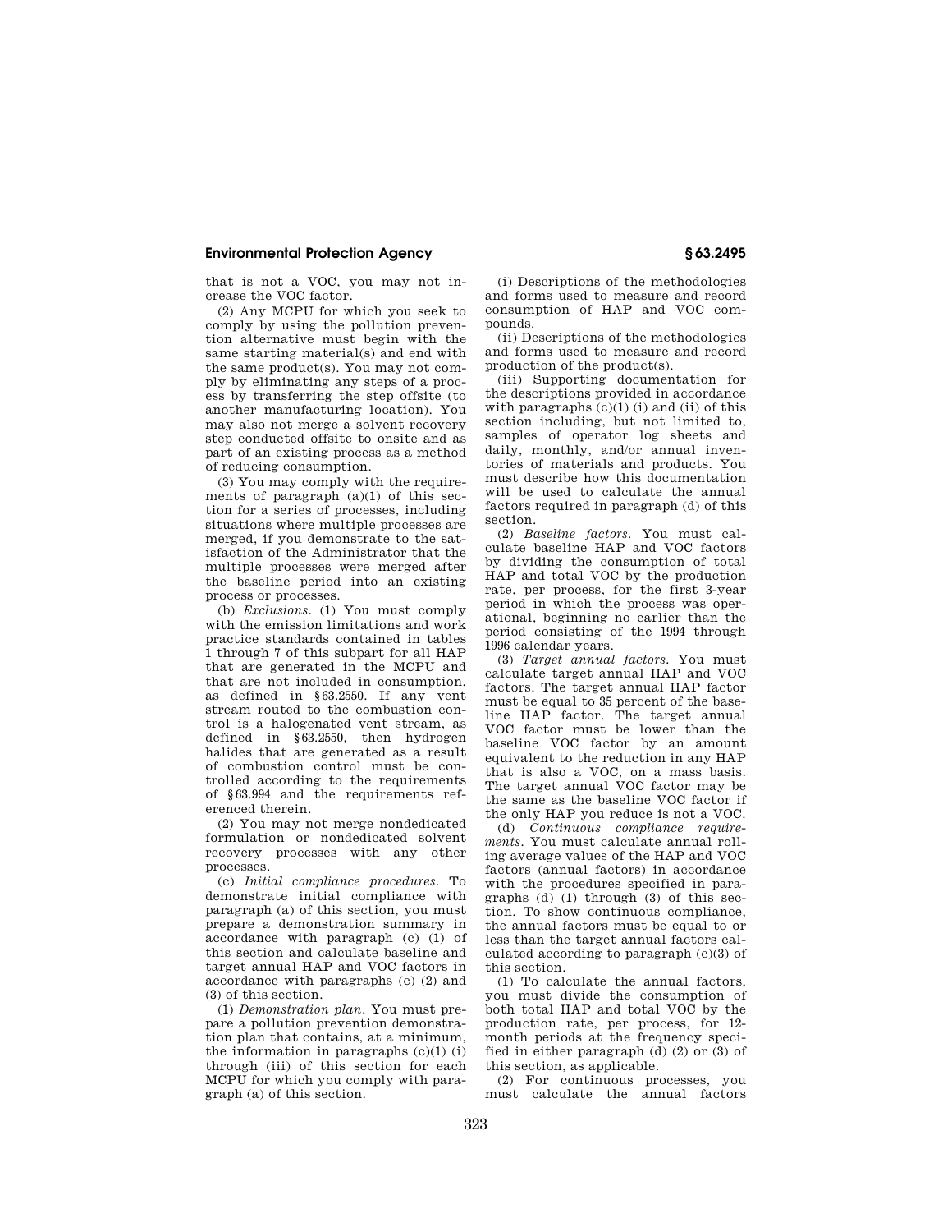that is not a VOC, you may not increase the VOC factor.

(2) Any MCPU for which you seek to comply by using the pollution prevention alternative must begin with the same starting material(s) and end with the same product(s). You may not comply by eliminating any steps of a process by transferring the step offsite (to another manufacturing location). You may also not merge a solvent recovery step conducted offsite to onsite and as part of an existing process as a method of reducing consumption.

(3) You may comply with the requirements of paragraph (a)(1) of this section for a series of processes, including situations where multiple processes are merged, if you demonstrate to the satisfaction of the Administrator that the multiple processes were merged after the baseline period into an existing process or processes.

(b) *Exclusions.* (1) You must comply with the emission limitations and work practice standards contained in tables 1 through 7 of this subpart for all HAP that are generated in the MCPU and that are not included in consumption, as defined in §63.2550. If any vent stream routed to the combustion control is a halogenated vent stream, as defined in §63.2550, then hydrogen halides that are generated as a result of combustion control must be controlled according to the requirements of §63.994 and the requirements referenced therein.

(2) You may not merge nondedicated formulation or nondedicated solvent recovery processes with any other processes.

(c) *Initial compliance procedures.* To demonstrate initial compliance with paragraph (a) of this section, you must prepare a demonstration summary in accordance with paragraph (c) (1) of this section and calculate baseline and target annual HAP and VOC factors in accordance with paragraphs (c) (2) and (3) of this section.

(1) *Demonstration plan.* You must prepare a pollution prevention demonstration plan that contains, at a minimum, the information in paragraphs (c)(1) (i) through (iii) of this section for each MCPU for which you comply with paragraph (a) of this section.

(i) Descriptions of the methodologies and forms used to measure and record consumption of HAP and VOC compounds.

(ii) Descriptions of the methodologies and forms used to measure and record production of the product(s).

(iii) Supporting documentation for the descriptions provided in accordance with paragraphs (c)(1) (i) and (ii) of this section including, but not limited to, samples of operator log sheets and daily, monthly, and/or annual inventories of materials and products. You must describe how this documentation will be used to calculate the annual factors required in paragraph (d) of this section.

(2) *Baseline factors.* You must calculate baseline HAP and VOC factors by dividing the consumption of total HAP and total VOC by the production rate, per process, for the first 3-year period in which the process was operational, beginning no earlier than the period consisting of the 1994 through 1996 calendar years.

(3) *Target annual factors.* You must calculate target annual HAP and VOC factors. The target annual HAP factor must be equal to 35 percent of the baseline HAP factor. The target annual VOC factor must be lower than the baseline VOC factor by an amount equivalent to the reduction in any HAP that is also a VOC, on a mass basis. The target annual VOC factor may be the same as the baseline VOC factor if the only HAP you reduce is not a VOC.

(d) *Continuous compliance requirements.* You must calculate annual rolling average values of the HAP and VOC factors (annual factors) in accordance with the procedures specified in paragraphs (d) (1) through (3) of this section. To show continuous compliance, the annual factors must be equal to or less than the target annual factors calculated according to paragraph (c)(3) of this section.

(1) To calculate the annual factors, you must divide the consumption of both total HAP and total VOC by the production rate, per process, for 12-month periods at the frequency specified in either paragraph (d) (2) or (3) of this section, as applicable.

(2) For continuous processes, you must calculate the annual factors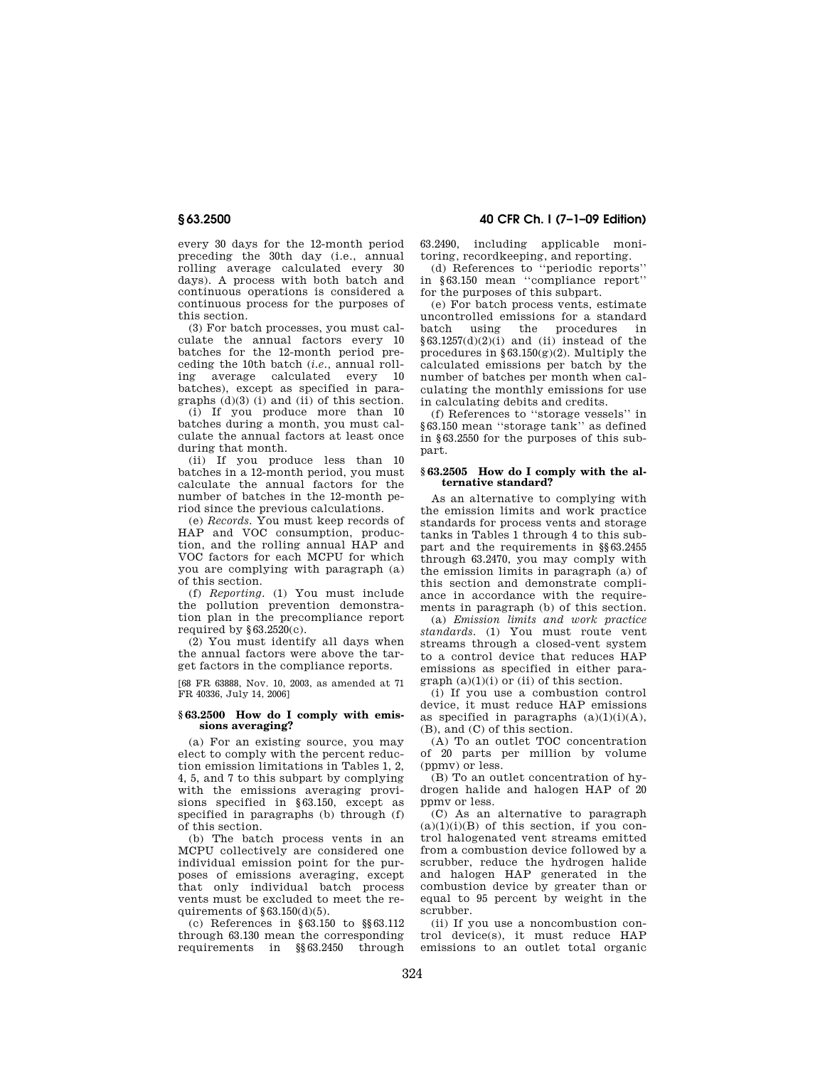every 30 days for the 12-month period preceding the 30th day (i.e., annual rolling average calculated every 30 days). A process with both batch and continuous operations is considered a continuous process for the purposes of this section.

(3) For batch processes, you must calculate the annual factors every 10 batches for the 12-month period preceding the 10th batch (*i.e.*, annual rolling average calculated every 10 batches), except as specified in paragraphs (d)(3) (i) and (ii) of this section.

(i) If you produce more than 10 batches during a month, you must calculate the annual factors at least once during that month.

(ii) If you produce less than 10 batches in a 12-month period, you must calculate the annual factors for the number of batches in the 12-month period since the previous calculations.

(e) *Records.* You must keep records of HAP and VOC consumption, production, and the rolling annual HAP and VOC factors for each MCPU for which you are complying with paragraph (a) of this section.

(f) *Reporting.* (1) You must include the pollution prevention demonstration plan in the precompliance report required by §63.2520(c).

(2) You must identify all days when the annual factors were above the target factors in the compliance reports.

[68 FR 63888, Nov. 10, 2003, as amended at 71 FR 40336, July 14, 2006]

### §63.2500 How do I comply with emissions averaging?

(a) For an existing source, you may elect to comply with the percent reduction emission limitations in Tables 1, 2, 4, 5, and 7 to this subpart by complying with the emissions averaging provisions specified in §63.150, except as specified in paragraphs (b) through (f) of this section.

(b) The batch process vents in an MCPU collectively are considered one individual emission point for the purposes of emissions averaging, except that only individual batch process vents must be excluded to meet the requirements of §63.150(d)(5).

(c) References in §63.150 to §§63.112 through 63.130 mean the corresponding requirements in §§63.2450 through 63.2490, including applicable monitoring, recordkeeping, and reporting.

(d) References to ''periodic reports'' in §63.150 mean ''compliance report'' for the purposes of this subpart.

(e) For batch process vents, estimate uncontrolled emissions for a standard batch using the procedures in §63.1257(d)(2)(i) and (ii) instead of the procedures in §63.150(g)(2). Multiply the calculated emissions per batch by the number of batches per month when calculating the monthly emissions for use in calculating debits and credits.

(f) References to ''storage vessels'' in §63.150 mean ''storage tank'' as defined in §63.2550 for the purposes of this subpart.

### §63.2505 How do I comply with the alternative standard?

As an alternative to complying with the emission limits and work practice standards for process vents and storage tanks in Tables 1 through 4 to this subpart and the requirements in §§63.2455 through 63.2470, you may comply with the emission limits in paragraph (a) of this section and demonstrate compliance in accordance with the requirements in paragraph (b) of this section.

(a) *Emission limits and work practice standards.* (1) You must route vent streams through a closed-vent system to a control device that reduces HAP emissions as specified in either paragraph (a)(1)(i) or (ii) of this section.

(i) If you use a combustion control device, it must reduce HAP emissions as specified in paragraphs (a)(1)(i)(A), (B), and (C) of this section.

(A) To an outlet TOC concentration of 20 parts per million by volume (ppmv) or less.

(B) To an outlet concentration of hydrogen halide and halogen HAP of 20 ppmv or less.

(C) As an alternative to paragraph (a)(1)(i)(B) of this section, if you control halogenated vent streams emitted from a combustion device followed by a scrubber, reduce the hydrogen halide and halogen HAP generated in the combustion device by greater than or equal to 95 percent by weight in the scrubber.

(ii) If you use a noncombustion control device(s), it must reduce HAP emissions to an outlet total organic